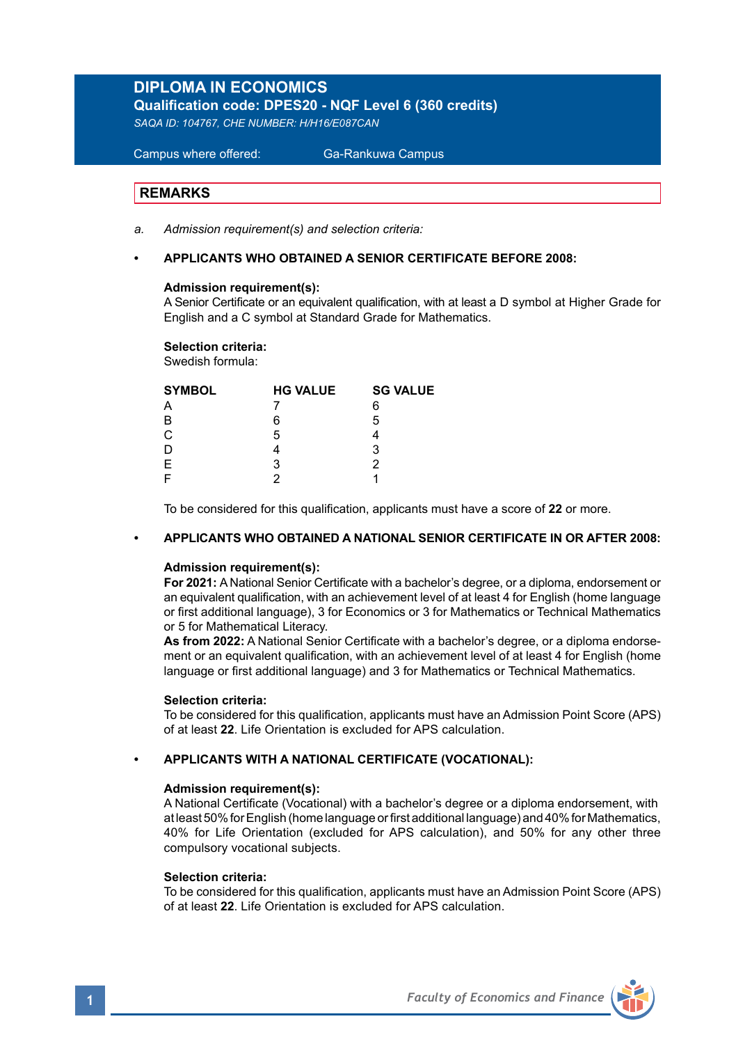# DIPLOMA IN ECONOMICS

**Qualification code: DPES20 - NQF Level 6 (360 credits)**

*SAQA ID: 104767, CHE NUMBER: H/H16/E087CAN*

Campus where offered: Ga-Rankuwa Campus

## REMARKS

a. *Admission requirement(s) and selection criteria:*

- **APPLICANTS WHO OBTAINED A SENIOR CERTIFICATE BEFORE 2008:**

  **Admission requirement(s):**
  A Senior Certificate or an equivalent qualification, with at least a D symbol at Higher Grade for English and a C symbol at Standard Grade for Mathematics.

  **Selection criteria:**
  Swedish formula:

  | SYMBOL | HG VALUE | SG VALUE |
  |---|---|---|
  | A | 7 | 6 |
  | B | 6 | 5 |
  | C | 5 | 4 |
  | D | 4 | 3 |
  | E | 3 | 2 |
  | F | 2 | 1 |

  To be considered for this qualification, applicants must have a score of **22** or more.

- **APPLICANTS WHO OBTAINED A NATIONAL SENIOR CERTIFICATE IN OR AFTER 2008:**

  **Admission requirement(s):**
  **For 2021:** A National Senior Certificate with a bachelor's degree, or a diploma, endorsement or an equivalent qualification, with an achievement level of at least 4 for English (home language or first additional language), 3 for Economics or 3 for Mathematics or Technical Mathematics or 5 for Mathematical Literacy.
  **As from 2022:** A National Senior Certificate with a bachelor's degree, or a diploma endorsement or an equivalent qualification, with an achievement level of at least 4 for English (home language or first additional language) and 3 for Mathematics or Technical Mathematics.

  **Selection criteria:**
  To be considered for this qualification, applicants must have an Admission Point Score (APS) of at least **22**. Life Orientation is excluded for APS calculation.

- **APPLICANTS WITH A NATIONAL CERTIFICATE (VOCATIONAL):**

  **Admission requirement(s):**
  A National Certificate (Vocational) with a bachelor's degree or a diploma endorsement, with at least 50% for English (home language or first additional language) and 40% for Mathematics, 40% for Life Orientation (excluded for APS calculation), and 50% for any other three compulsory vocational subjects.

  **Selection criteria:**
  To be considered for this qualification, applicants must have an Admission Point Score (APS) of at least **22**. Life Orientation is excluded for APS calculation.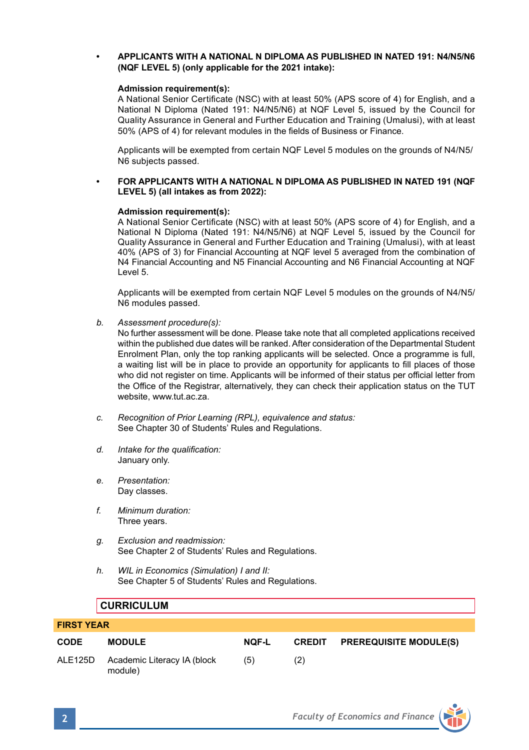- **APPLICANTS WITH A NATIONAL N DIPLOMA AS PUBLISHED IN NATED 191: N4/N5/N6 (NQF LEVEL 5) (only applicable for the 2021 intake):**

  **Admission requirement(s):**
  A National Senior Certificate (NSC) with at least 50% (APS score of 4) for English, and a National N Diploma (Nated 191: N4/N5/N6) at NQF Level 5, issued by the Council for Quality Assurance in General and Further Education and Training (Umalusi), with at least 50% (APS of 4) for relevant modules in the fields of Business or Finance.

  Applicants will be exempted from certain NQF Level 5 modules on the grounds of N4/N5/N6 subjects passed.

- **FOR APPLICANTS WITH A NATIONAL N DIPLOMA AS PUBLISHED IN NATED 191 (NQF LEVEL 5) (all intakes as from 2022):**

  **Admission requirement(s):**
  A National Senior Certificate (NSC) with at least 50% (APS score of 4) for English, and a National N Diploma (Nated 191: N4/N5/N6) at NQF Level 5, issued by the Council for Quality Assurance in General and Further Education and Training (Umalusi), with at least 40% (APS of 3) for Financial Accounting at NQF level 5 averaged from the combination of N4 Financial Accounting and N5 Financial Accounting and N6 Financial Accounting at NQF Level 5.

  Applicants will be exempted from certain NQF Level 5 modules on the grounds of N4/N5/N6 modules passed.

b. *Assessment procedure(s):*
   No further assessment will be done. Please take note that all completed applications received within the published due dates will be ranked. After consideration of the Departmental Student Enrolment Plan, only the top ranking applicants will be selected. Once a programme is full, a waiting list will be in place to provide an opportunity for applicants to fill places of those who did not register on time. Applicants will be informed of their status per official letter from the Office of the Registrar, alternatively, they can check their application status on the TUT website, www.tut.ac.za.

c. *Recognition of Prior Learning (RPL), equivalence and status:*
   See Chapter 30 of Students' Rules and Regulations.

d. *Intake for the qualification:*
   January only.

e. *Presentation:*
   Day classes.

f. *Minimum duration:*
   Three years.

g. *Exclusion and readmission:*
   See Chapter 2 of Students' Rules and Regulations.

h. *WIL in Economics (Simulation) I and II:*
   See Chapter 5 of Students' Rules and Regulations.

## CURRICULUM

### FIRST YEAR

| CODE | MODULE | NQF-L | CREDIT | PREREQUISITE MODULE(S) |
|---|---|---|---|---|
| ALE125D | Academic Literacy IA (block module) | (5) | (2) | |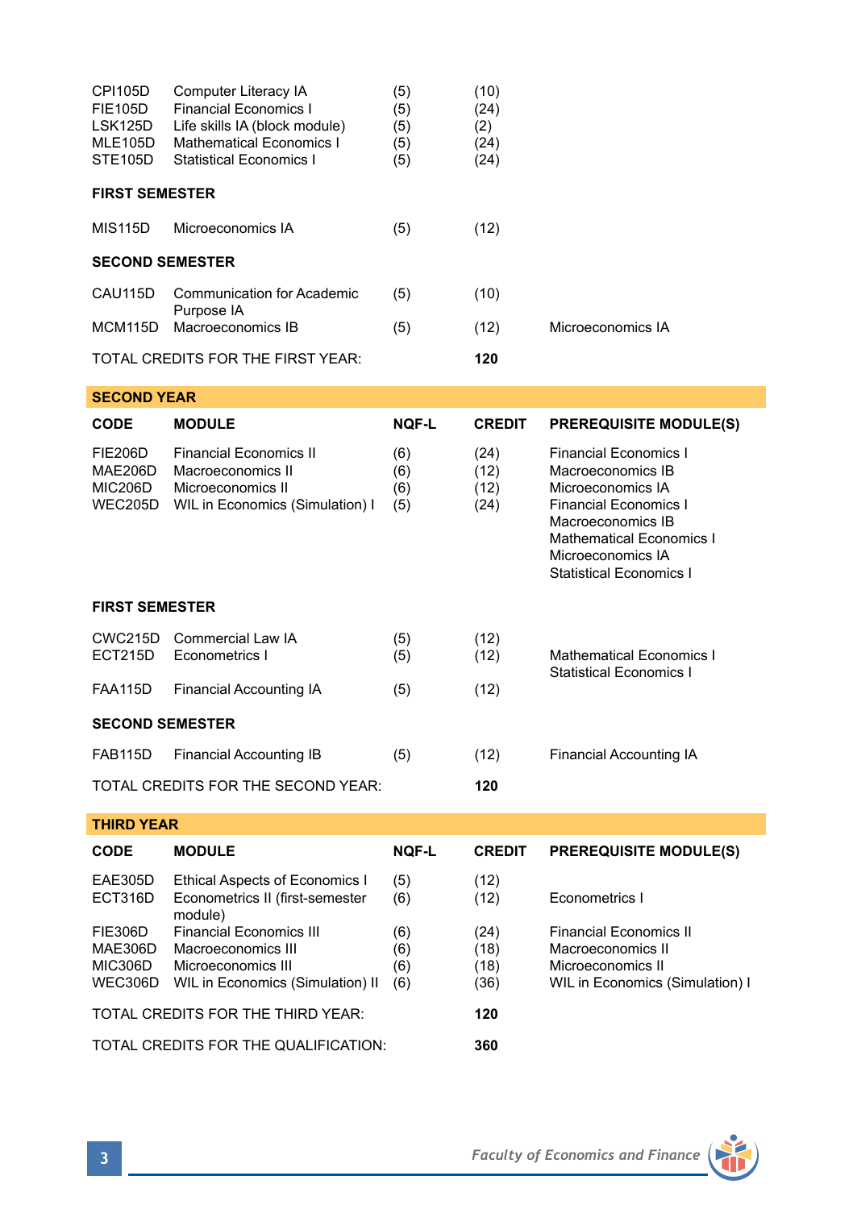| CODE | MODULE | NQF-L | CREDIT | PREREQUISITE MODULE(S) |
|---|---|---|---|---|
| CPI105D | Computer Literacy IA | (5) | (10) | |
| FIE105D | Financial Economics I | (5) | (24) | |
| LSK125D | Life skills IA (block module) | (5) | (2) | |
| MLE105D | Mathematical Economics I | (5) | (24) | |
| STE105D | Statistical Economics I | (5) | (24) | |
| **FIRST SEMESTER** | | | | |
| MIS115D | Microeconomics IA | (5) | (12) | |
| **SECOND SEMESTER** | | | | |
| CAU115D | Communication for Academic Purpose IA | (5) | (10) | |
| MCM115D | Macroeconomics IB | (5) | (12) | Microeconomics IA |
| TOTAL CREDITS FOR THE FIRST YEAR: | | | **120** | |

## SECOND YEAR

| CODE | MODULE | NQF-L | CREDIT | PREREQUISITE MODULE(S) |
|---|---|---|---|---|
| FIE206D | Financial Economics II | (6) | (24) | Financial Economics I |
| MAE206D | Macroeconomics II | (6) | (12) | Macroeconomics IB |
| MIC206D | Microeconomics II | (6) | (12) | Microeconomics IA |
| WEC205D | WIL in Economics (Simulation) I | (5) | (24) | Financial Economics I<br>Macroeconomics IB<br>Mathematical Economics I<br>Microeconomics IA<br>Statistical Economics I |
| **FIRST SEMESTER** | | | | |
| CWC215D | Commercial Law IA | (5) | (12) | |
| ECT215D | Econometrics I | (5) | (12) | Mathematical Economics I<br>Statistical Economics I |
| FAA115D | Financial Accounting IA | (5) | (12) | |
| **SECOND SEMESTER** | | | | |
| FAB115D | Financial Accounting IB | (5) | (12) | Financial Accounting IA |
| TOTAL CREDITS FOR THE SECOND YEAR: | | | **120** | |

## THIRD YEAR

| CODE | MODULE | NQF-L | CREDIT | PREREQUISITE MODULE(S) |
|---|---|---|---|---|
| EAE305D | Ethical Aspects of Economics I | (5) | (12) | |
| ECT316D | Econometrics II (first-semester module) | (6) | (12) | Econometrics I |
| FIE306D | Financial Economics III | (6) | (24) | Financial Economics II |
| MAE306D | Macroeconomics III | (6) | (18) | Macroeconomics II |
| MIC306D | Microeconomics III | (6) | (18) | Microeconomics II |
| WEC306D | WIL in Economics (Simulation) II | (6) | (36) | WIL in Economics (Simulation) I |
| TOTAL CREDITS FOR THE THIRD YEAR: | | | **120** | |
| TOTAL CREDITS FOR THE QUALIFICATION: | | | **360** | |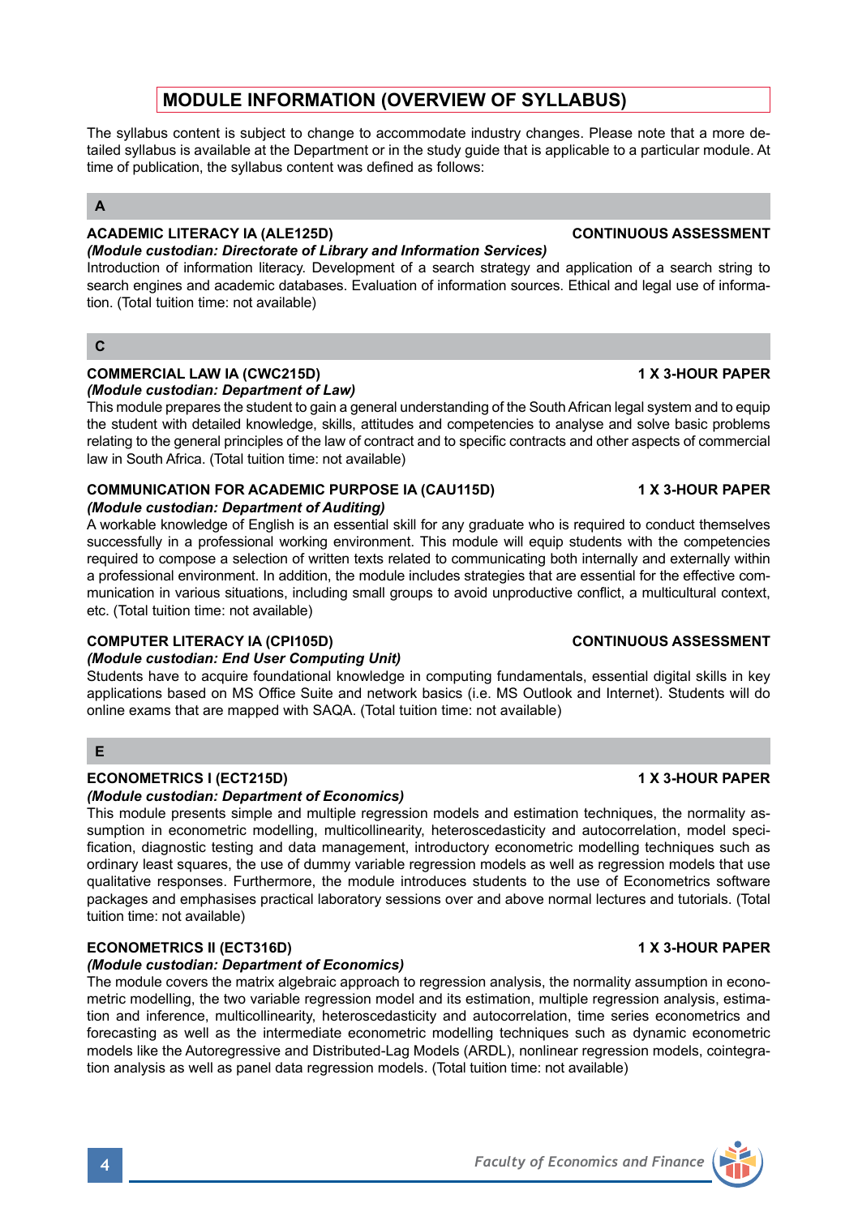# MODULE INFORMATION (OVERVIEW OF SYLLABUS)

The syllabus content is subject to change to accommodate industry changes. Please note that a more detailed syllabus is available at the Department or in the study guide that is applicable to a particular module. At time of publication, the syllabus content was defined as follows:

## A

**ACADEMIC LITERACY IA (ALE125D) — CONTINUOUS ASSESSMENT**

***(Module custodian: Directorate of Library and Information Services)***

Introduction of information literacy. Development of a search strategy and application of a search string to search engines and academic databases. Evaluation of information sources. Ethical and legal use of information. (Total tuition time: not available)

## C

**COMMERCIAL LAW IA (CWC215D) — 1 X 3-HOUR PAPER**

***(Module custodian: Department of Law)***

This module prepares the student to gain a general understanding of the South African legal system and to equip the student with detailed knowledge, skills, attitudes and competencies to analyse and solve basic problems relating to the general principles of the law of contract and to specific contracts and other aspects of commercial law in South Africa. (Total tuition time: not available)

**COMMUNICATION FOR ACADEMIC PURPOSE IA (CAU115D) — 1 X 3-HOUR PAPER**

***(Module custodian: Department of Auditing)***

A workable knowledge of English is an essential skill for any graduate who is required to conduct themselves successfully in a professional working environment. This module will equip students with the competencies required to compose a selection of written texts related to communicating both internally and externally within a professional environment. In addition, the module includes strategies that are essential for the effective communication in various situations, including small groups to avoid unproductive conflict, a multicultural context, etc. (Total tuition time: not available)

**COMPUTER LITERACY IA (CPI105D) — CONTINUOUS ASSESSMENT**

***(Module custodian: End User Computing Unit)***

Students have to acquire foundational knowledge in computing fundamentals, essential digital skills in key applications based on MS Office Suite and network basics (i.e. MS Outlook and Internet). Students will do online exams that are mapped with SAQA. (Total tuition time: not available)

## E

**ECONOMETRICS I (ECT215D) — 1 X 3-HOUR PAPER**

***(Module custodian: Department of Economics)***

This module presents simple and multiple regression models and estimation techniques, the normality assumption in econometric modelling, multicollinearity, heteroscedasticity and autocorrelation, model specification, diagnostic testing and data management, introductory econometric modelling techniques such as ordinary least squares, the use of dummy variable regression models as well as regression models that use qualitative responses. Furthermore, the module introduces students to the use of Econometrics software packages and emphasises practical laboratory sessions over and above normal lectures and tutorials. (Total tuition time: not available)

**ECONOMETRICS II (ECT316D) — 1 X 3-HOUR PAPER**

***(Module custodian: Department of Economics)***

The module covers the matrix algebraic approach to regression analysis, the normality assumption in econometric modelling, the two variable regression model and its estimation, multiple regression analysis, estimation and inference, multicollinearity, heteroscedasticity and autocorrelation, time series econometrics and forecasting as well as the intermediate econometric modelling techniques such as dynamic econometric models like the Autoregressive and Distributed-Lag Models (ARDL), nonlinear regression models, cointegration analysis as well as panel data regression models. (Total tuition time: not available)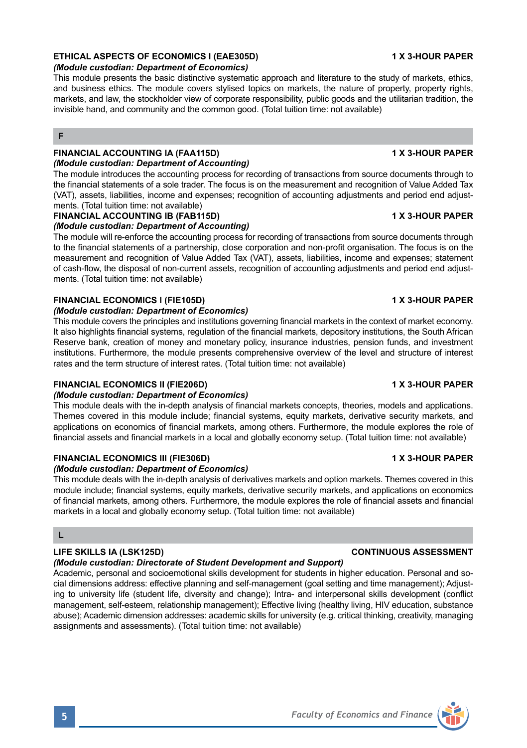### ETHICAL ASPECTS OF ECONOMICS I (EAE305D) — 1 X 3-HOUR PAPER

*(Module custodian: Department of Economics)*

This module presents the basic distinctive systematic approach and literature to the study of markets, ethics, and business ethics. The module covers stylised topics on markets, the nature of property, property rights, markets, and law, the stockholder view of corporate responsibility, public goods and the utilitarian tradition, the invisible hand, and community and the common good. (Total tuition time: not available)

## F

### FINANCIAL ACCOUNTING IA (FAA115D) — 1 X 3-HOUR PAPER

*(Module custodian: Department of Accounting)*

The module introduces the accounting process for recording of transactions from source documents through to the financial statements of a sole trader. The focus is on the measurement and recognition of Value Added Tax (VAT), assets, liabilities, income and expenses; recognition of accounting adjustments and period end adjustments. (Total tuition time: not available)

### FINANCIAL ACCOUNTING IB (FAB115D) — 1 X 3-HOUR PAPER

*(Module custodian: Department of Accounting)*

The module will re-enforce the accounting process for recording of transactions from source documents through to the financial statements of a partnership, close corporation and non-profit organisation. The focus is on the measurement and recognition of Value Added Tax (VAT), assets, liabilities, income and expenses; statement of cash-flow, the disposal of non-current assets, recognition of accounting adjustments and period end adjustments. (Total tuition time: not available)

### FINANCIAL ECONOMICS I (FIE105D) — 1 X 3-HOUR PAPER

*(Module custodian: Department of Economics)*

This module covers the principles and institutions governing financial markets in the context of market economy. It also highlights financial systems, regulation of the financial markets, depository institutions, the South African Reserve bank, creation of money and monetary policy, insurance industries, pension funds, and investment institutions. Furthermore, the module presents comprehensive overview of the level and structure of interest rates and the term structure of interest rates. (Total tuition time: not available)

### FINANCIAL ECONOMICS II (FIE206D) — 1 X 3-HOUR PAPER

*(Module custodian: Department of Economics)*

This module deals with the in-depth analysis of financial markets concepts, theories, models and applications. Themes covered in this module include; financial systems, equity markets, derivative security markets, and applications on economics of financial markets, among others. Furthermore, the module explores the role of financial assets and financial markets in a local and globally economy setup. (Total tuition time: not available)

### FINANCIAL ECONOMICS III (FIE306D) — 1 X 3-HOUR PAPER

*(Module custodian: Department of Economics)*

This module deals with the in-depth analysis of derivatives markets and option markets. Themes covered in this module include; financial systems, equity markets, derivative security markets, and applications on economics of financial markets, among others. Furthermore, the module explores the role of financial assets and financial markets in a local and globally economy setup. (Total tuition time: not available)

## L

### LIFE SKILLS IA (LSK125D) — CONTINUOUS ASSESSMENT

*(Module custodian: Directorate of Student Development and Support)*

Academic, personal and socioemotional skills development for students in higher education. Personal and social dimensions address: effective planning and self-management (goal setting and time management); Adjusting to university life (student life, diversity and change); Intra- and interpersonal skills development (conflict management, self-esteem, relationship management); Effective living (healthy living, HIV education, substance abuse); Academic dimension addresses: academic skills for university (e.g. critical thinking, creativity, managing assignments and assessments). (Total tuition time: not available)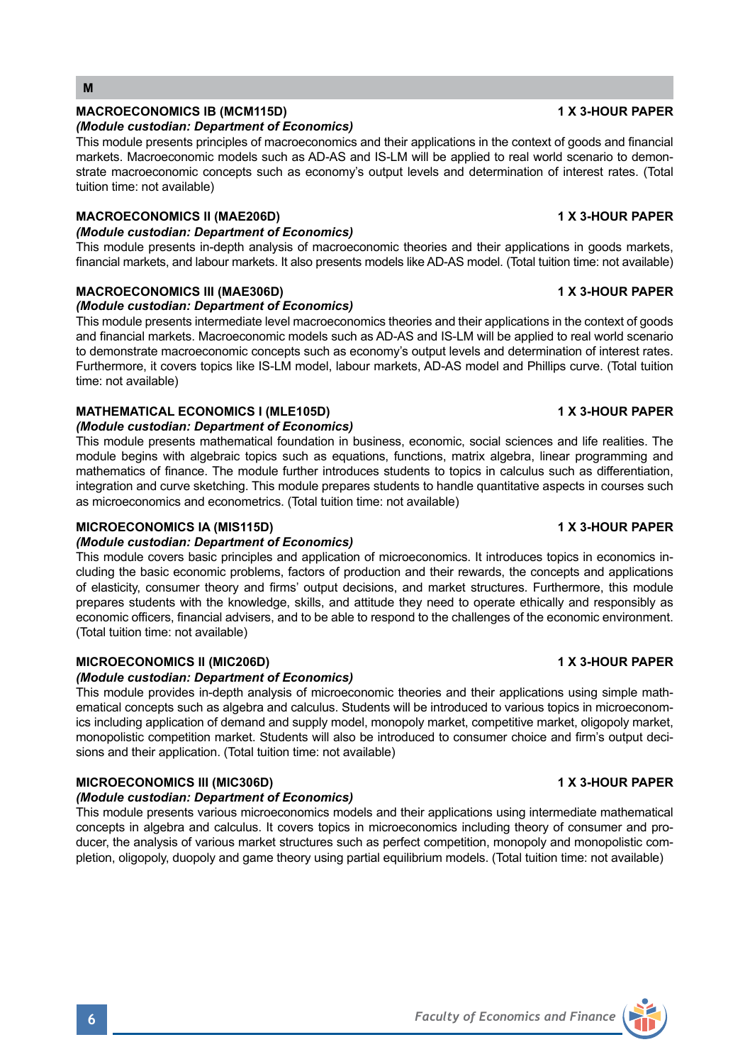## M

**MACROECONOMICS IB (MCM115D)** **1 X 3-HOUR PAPER**

***(Module custodian: Department of Economics)***

This module presents principles of macroeconomics and their applications in the context of goods and financial markets. Macroeconomic models such as AD-AS and IS-LM will be applied to real world scenario to demonstrate macroeconomic concepts such as economy's output levels and determination of interest rates. (Total tuition time: not available)

**MACROECONOMICS II (MAE206D)** **1 X 3-HOUR PAPER**

***(Module custodian: Department of Economics)***

This module presents in-depth analysis of macroeconomic theories and their applications in goods markets, financial markets, and labour markets. It also presents models like AD-AS model. (Total tuition time: not available)

**MACROECONOMICS III (MAE306D)** **1 X 3-HOUR PAPER**

***(Module custodian: Department of Economics)***

This module presents intermediate level macroeconomics theories and their applications in the context of goods and financial markets. Macroeconomic models such as AD-AS and IS-LM will be applied to real world scenario to demonstrate macroeconomic concepts such as economy's output levels and determination of interest rates. Furthermore, it covers topics like IS-LM model, labour markets, AD-AS model and Phillips curve. (Total tuition time: not available)

**MATHEMATICAL ECONOMICS I (MLE105D)** **1 X 3-HOUR PAPER**

***(Module custodian: Department of Economics)***

This module presents mathematical foundation in business, economic, social sciences and life realities. The module begins with algebraic topics such as equations, functions, matrix algebra, linear programming and mathematics of finance. The module further introduces students to topics in calculus such as differentiation, integration and curve sketching. This module prepares students to handle quantitative aspects in courses such as microeconomics and econometrics. (Total tuition time: not available)

**MICROECONOMICS IA (MIS115D)** **1 X 3-HOUR PAPER**

***(Module custodian: Department of Economics)***

This module covers basic principles and application of microeconomics. It introduces topics in economics including the basic economic problems, factors of production and their rewards, the concepts and applications of elasticity, consumer theory and firms' output decisions, and market structures. Furthermore, this module prepares students with the knowledge, skills, and attitude they need to operate ethically and responsibly as economic officers, financial advisers, and to be able to respond to the challenges of the economic environment. (Total tuition time: not available)

**MICROECONOMICS II (MIC206D)** **1 X 3-HOUR PAPER**

***(Module custodian: Department of Economics)***

This module provides in-depth analysis of microeconomic theories and their applications using simple mathematical concepts such as algebra and calculus. Students will be introduced to various topics in microeconomics including application of demand and supply model, monopoly market, competitive market, oligopoly market, monopolistic competition market. Students will also be introduced to consumer choice and firm's output decisions and their application. (Total tuition time: not available)

**MICROECONOMICS III (MIC306D)** **1 X 3-HOUR PAPER**

***(Module custodian: Department of Economics)***

This module presents various microeconomics models and their applications using intermediate mathematical concepts in algebra and calculus. It covers topics in microeconomics including theory of consumer and producer, the analysis of various market structures such as perfect competition, monopoly and monopolistic completion, oligopoly, duopoly and game theory using partial equilibrium models. (Total tuition time: not available)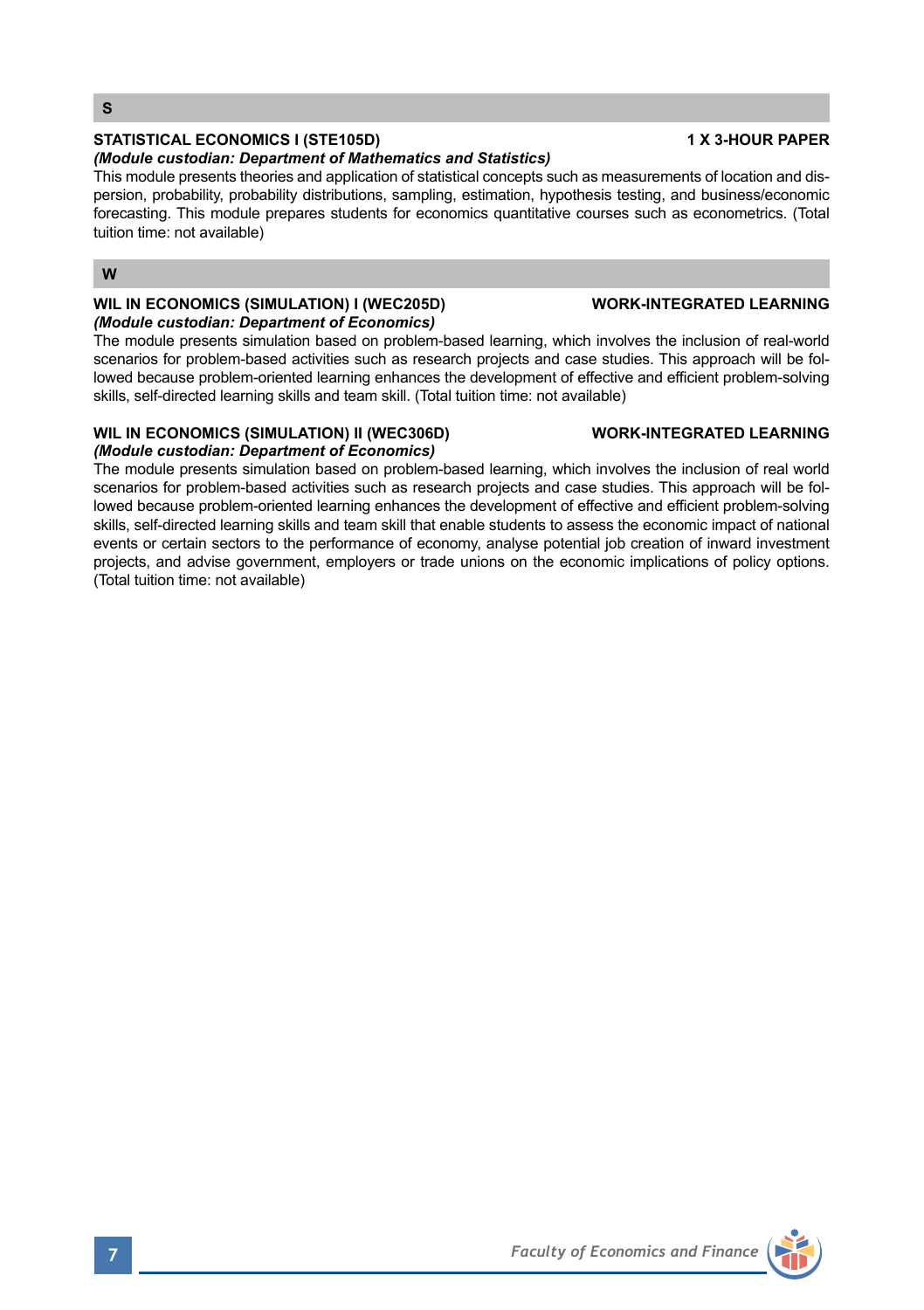## S

**STATISTICAL ECONOMICS I (STE105D)** **1 X 3-HOUR PAPER**

***(Module custodian: Department of Mathematics and Statistics)***

This module presents theories and application of statistical concepts such as measurements of location and dispersion, probability, probability distributions, sampling, estimation, hypothesis testing, and business/economic forecasting. This module prepares students for economics quantitative courses such as econometrics. (Total tuition time: not available)

## W

**WIL IN ECONOMICS (SIMULATION) I (WEC205D)** **WORK-INTEGRATED LEARNING**

***(Module custodian: Department of Economics)***

The module presents simulation based on problem-based learning, which involves the inclusion of real-world scenarios for problem-based activities such as research projects and case studies. This approach will be followed because problem-oriented learning enhances the development of effective and efficient problem-solving skills, self-directed learning skills and team skill. (Total tuition time: not available)

**WIL IN ECONOMICS (SIMULATION) II (WEC306D)** **WORK-INTEGRATED LEARNING**

***(Module custodian: Department of Economics)***

The module presents simulation based on problem-based learning, which involves the inclusion of real world scenarios for problem-based activities such as research projects and case studies. This approach will be followed because problem-oriented learning enhances the development of effective and efficient problem-solving skills, self-directed learning skills and team skill that enable students to assess the economic impact of national events or certain sectors to the performance of economy, analyse potential job creation of inward investment projects, and advise government, employers or trade unions on the economic implications of policy options. (Total tuition time: not available)